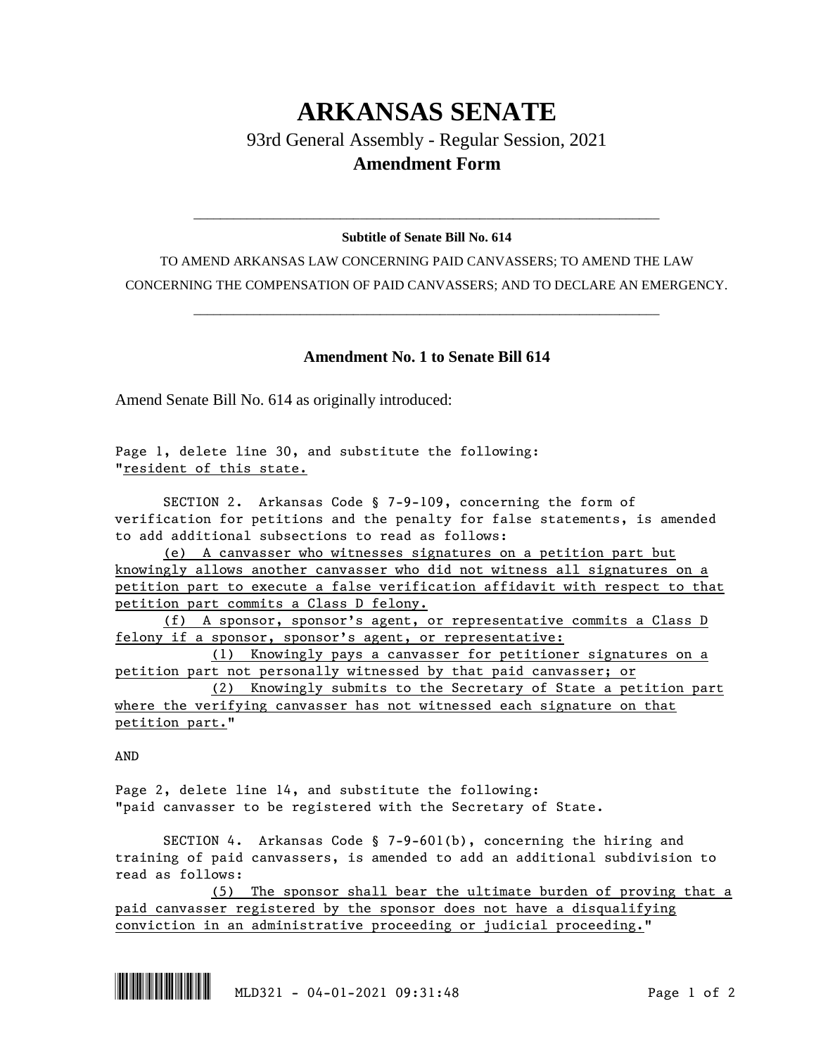# ARKANSAS SENATE

## 93rd General Assembly - Regular Session, 2021

### Amendment Form

---

**Subtitle of Senate Bill No. 614**

TO AMEND ARKANSAS LAW CONCERNING PAID CANVASSERS; TO AMEND THE LAW CONCERNING THE COMPENSATION OF PAID CANVASSERS; AND TO DECLARE AN EMERGENCY.

---

**Amendment No. 1 to Senate Bill 614**

Amend Senate Bill No. 614 as originally introduced:

Page 1, delete line 30, and substitute the following:
"resident of this state.

SECTION 2. Arkansas Code § 7-9-109, concerning the form of verification for petitions and the penalty for false statements, is amended to add additional subsections to read as follows:

(e) A canvasser who witnesses signatures on a petition part but knowingly allows another canvasser who did not witness all signatures on a petition part to execute a false verification affidavit with respect to that petition part commits a Class D felony.

(f) A sponsor, sponsor's agent, or representative commits a Class D felony if a sponsor, sponsor's agent, or representative:

(1) Knowingly pays a canvasser for petitioner signatures on a petition part not personally witnessed by that paid canvasser; or

(2) Knowingly submits to the Secretary of State a petition part where the verifying canvasser has not witnessed each signature on that petition part."

AND

Page 2, delete line 14, and substitute the following:
"paid canvasser to be registered with the Secretary of State.

SECTION 4. Arkansas Code § 7-9-601(b), concerning the hiring and training of paid canvassers, is amended to add an additional subdivision to read as follows:

(5) The sponsor shall bear the ultimate burden of proving that a paid canvasser registered by the sponsor does not have a disqualifying conviction in an administrative proceeding or judicial proceeding."

MLD321 - 04-01-2021 09:31:48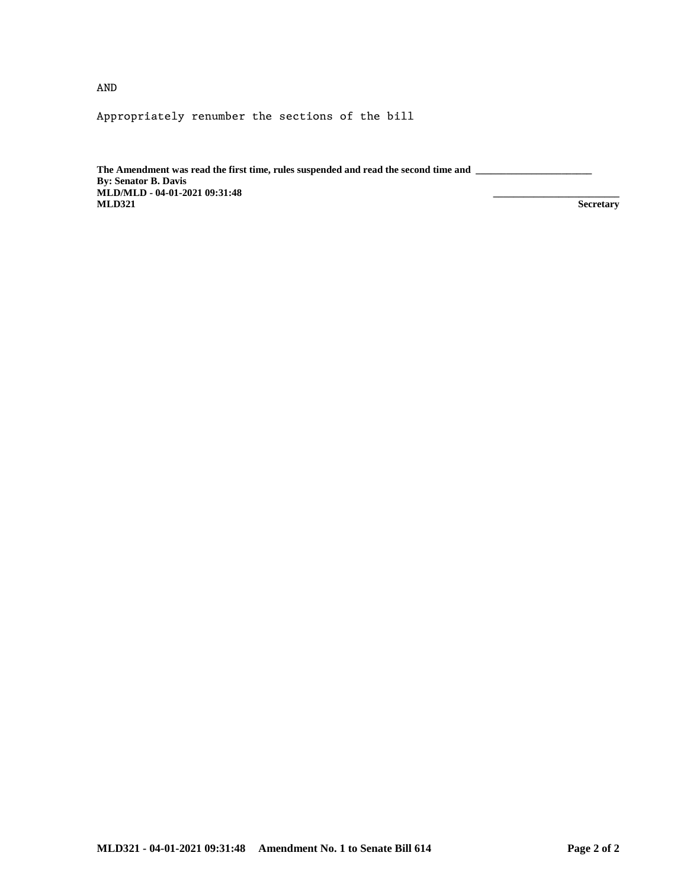AND

Appropriately renumber the sections of the bill

**The Amendment was read the first time, rules suspended and read the second time and \_\_\_\_\_\_\_\_\_\_\_\_\_\_\_\_\_\_\_\_\_\_**
**By: Senator B. Davis**
**MLD/MLD - 04-01-2021 09:31:48**
**MLD321**

**\_\_\_\_\_\_\_\_\_\_\_\_\_\_\_\_\_\_\_\_\_\_\_\_\_**
**Secretary**